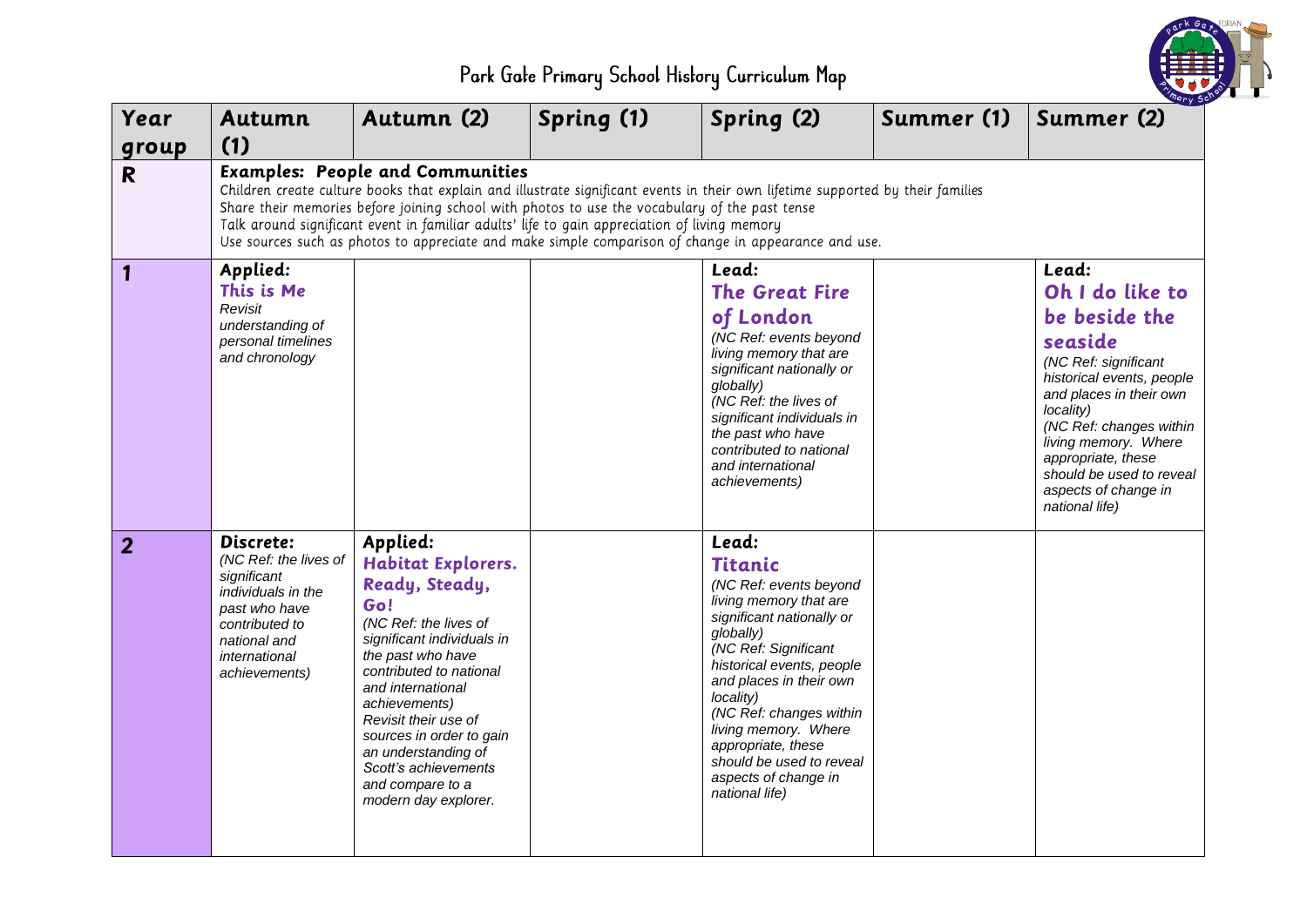# Park Gate Primary School History Curriculum Map

| Year group | Autumn (1) | Autumn (2) | Spring (1) | Spring (2) | Summer (1) | Summer (2) |
|---|---|---|---|---|---|---|
| R | **Examples: People and Communities**<br>Children create culture books that explain and illustrate significant events in their own lifetime supported by their families<br>Share their memories before joining school with photos to use the vocabulary of the past tense<br>Talk around significant event in familiar adults' life to gain appreciation of living memory<br>Use sources such as photos to appreciate and make simple comparison of change in appearance and use. | | | | | |
| 1 | **Applied:**<br>**This is Me**<br>*Revisit understanding of personal timelines and chronology* | | | **Lead:**<br>**The Great Fire of London**<br>*(NC Ref: events beyond living memory that are significant nationally or globally)*<br>*(NC Ref: the lives of significant individuals in the past who have contributed to national and international achievements)* | | **Lead:**<br>**Oh I do like to be beside the seaside**<br>*(NC Ref: significant historical events, people and places in their own locality)*<br>*(NC Ref: changes within living memory. Where appropriate, these should be used to reveal aspects of change in national life)* |
| 2 | **Discrete:**<br>*(NC Ref: the lives of significant individuals in the past who have contributed to national and international achievements)* | **Applied:**<br>**Habitat Explorers. Ready, Steady, Go!**<br>*(NC Ref: the lives of significant individuals in the past who have contributed to national and international achievements)*<br>*Revisit their use of sources in order to gain an understanding of Scott's achievements and compare to a modern day explorer.* | | **Lead:**<br>**Titanic**<br>*(NC Ref: events beyond living memory that are significant nationally or globally)*<br>*(NC Ref: Significant historical events, people and places in their own locality)*<br>*(NC Ref: changes within living memory. Where appropriate, these should be used to reveal aspects of change in national life)* | | |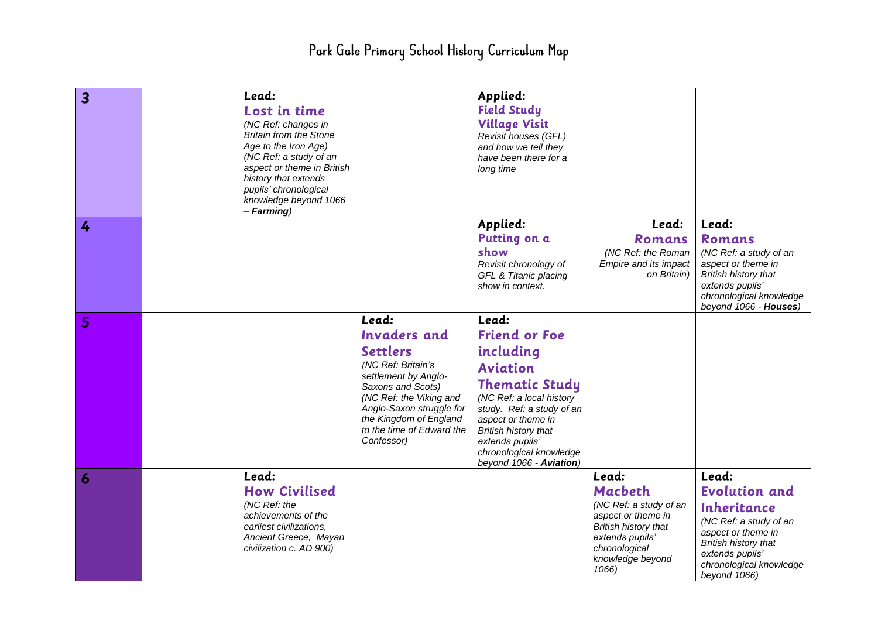# Park Gate Primary School History Curriculum Map

| | | | | | | |
|---|---|---|---|---|---|---|
| **3** | | **Lead:** **Lost in time** *(NC Ref: changes in Britain from the Stone Age to the Iron Age) (NC Ref: a study of an aspect or theme in British history that extends pupils' chronological knowledge beyond 1066 – **Farming**)* | | **Applied:** **Field Study Village Visit** *Revisit houses (GFL) and how we tell they have been there for a long time* | | |
| **4** | | | | **Applied:** **Putting on a show** *Revisit chronology of GFL & Titanic placing show in context.* | **Lead:** **Romans** *(NC Ref: the Roman Empire and its impact on Britain)* | **Lead:** **Romans** *(NC Ref: a study of an aspect or theme in British history that extends pupils' chronological knowledge beyond 1066 - **Houses**)* |
| **5** | | | **Lead:** **Invaders and Settlers** *(NC Ref: Britain's settlement by Anglo-Saxons and Scots) (NC Ref: the Viking and Anglo-Saxon struggle for the Kingdom of England to the time of Edward the Confessor)* | **Lead:** **Friend or Foe including Aviation Thematic Study** *(NC Ref: a local history study. Ref: a study of an aspect or theme in British history that extends pupils' chronological knowledge beyond 1066 - **Aviation**)* | | |
| **6** | | **Lead:** **How Civilised** *(NC Ref: the achievements of the earliest civilizations, Ancient Greece, Mayan civilization c. AD 900)* | | | **Lead:** **Macbeth** *(NC Ref: a study of an aspect or theme in British history that extends pupils' chronological knowledge beyond 1066)* | **Lead:** **Evolution and Inheritance** *(NC Ref: a study of an aspect or theme in British history that extends pupils' chronological knowledge beyond 1066)* |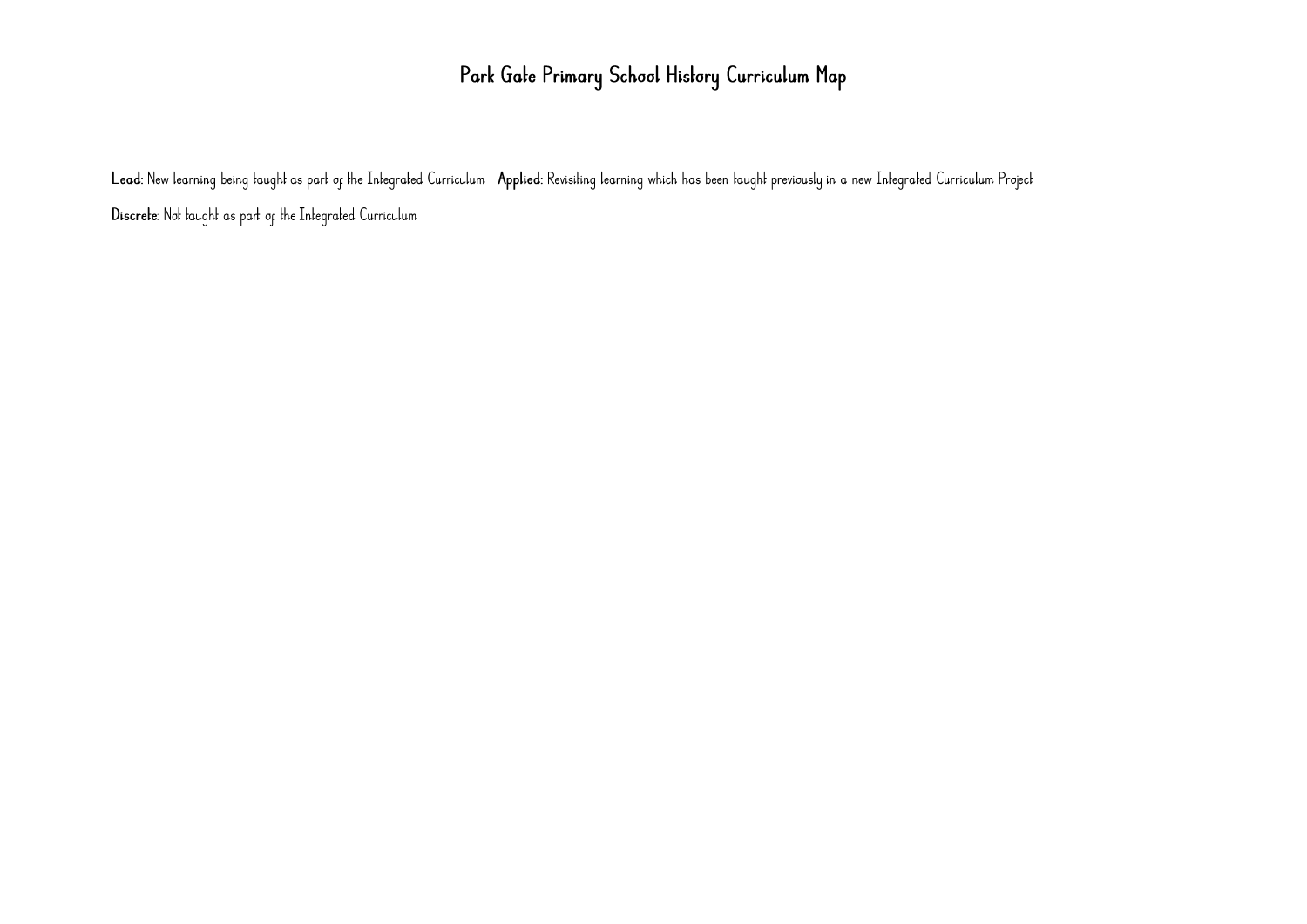# Park Gate Primary School History Curriculum Map

**Lead**: New learning being taught as part of the Integrated Curriculum **Applied**: Revisiting learning which has been taught previously in a new Integrated Curriculum Project

**Discrete**: Not taught as part of the Integrated Curriculum